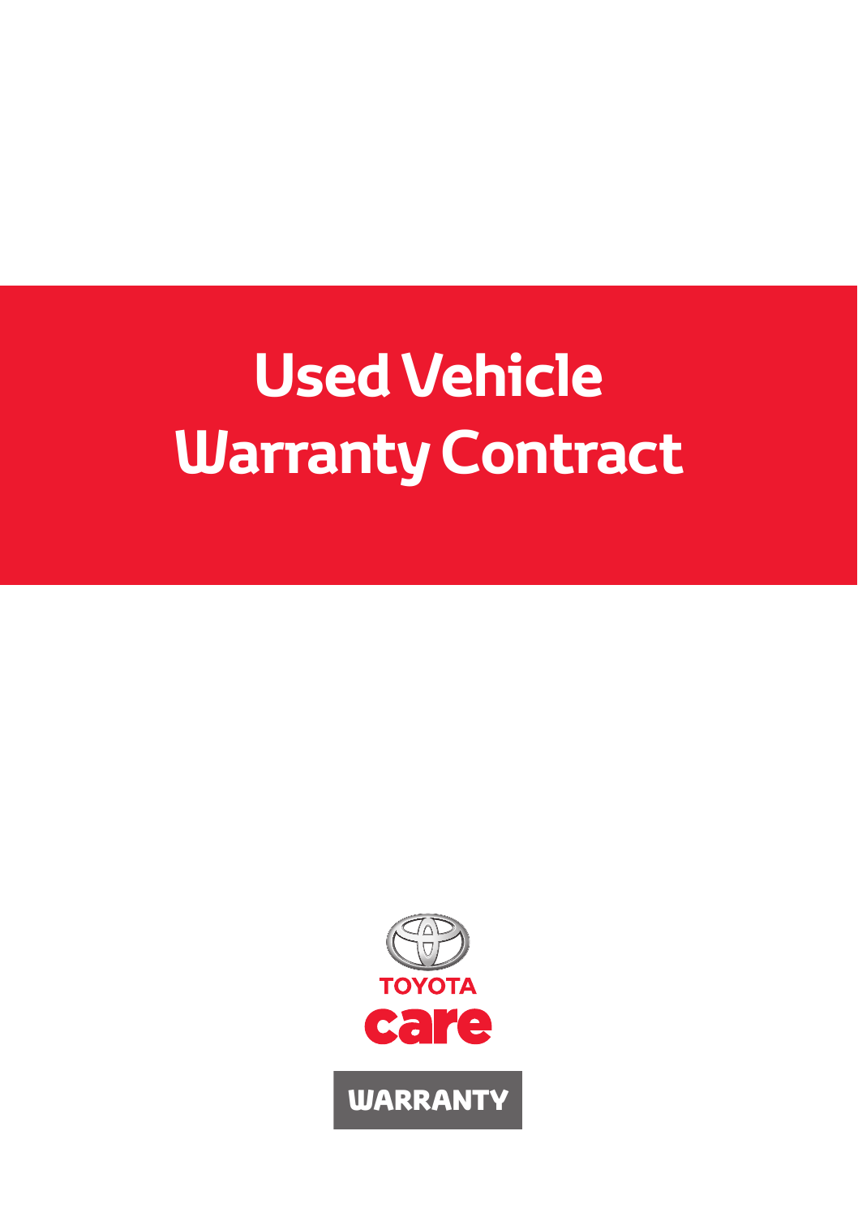# Used Vehicle Warranty Contract

TOYOTA

care

WARRANTY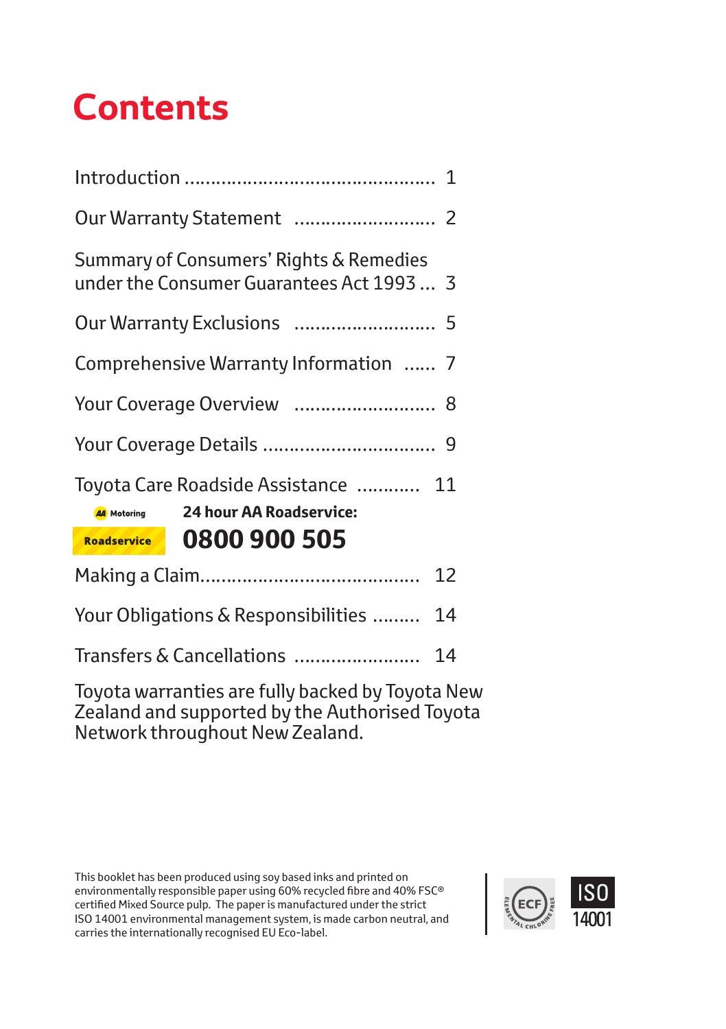# Contents

| | |
|---|---|
| Introduction | 1 |
| Our Warranty Statement | 2 |
| Summary of Consumers' Rights & Remedies under the Consumer Guarantees Act 1993 | 3 |
| Our Warranty Exclusions | 5 |
| Comprehensive Warranty Information | 7 |
| Your Coverage Overview | 8 |
| Your Coverage Details | 9 |
| Toyota Care Roadside Assistance | 11 |

AA Motoring Roadservice

**24 hour AA Roadservice:**

**0800 900 505**

| | |
|---|---|
| Making a Claim | 12 |
| Your Obligations & Responsibilities | 14 |
| Transfers & Cancellations | 14 |

Toyota warranties are fully backed by Toyota New Zealand and supported by the Authorised Toyota Network throughout New Zealand.

This booklet has been produced using soy based inks and printed on environmentally responsible paper using 60% recycled fibre and 40% FSC® certified Mixed Source pulp. The paper is manufactured under the strict ISO 14001 environmental management system, is made carbon neutral, and carries the internationally recognised EU Eco-label.

ECF ELEMENTAL CHLORINE FREE

ISO 14001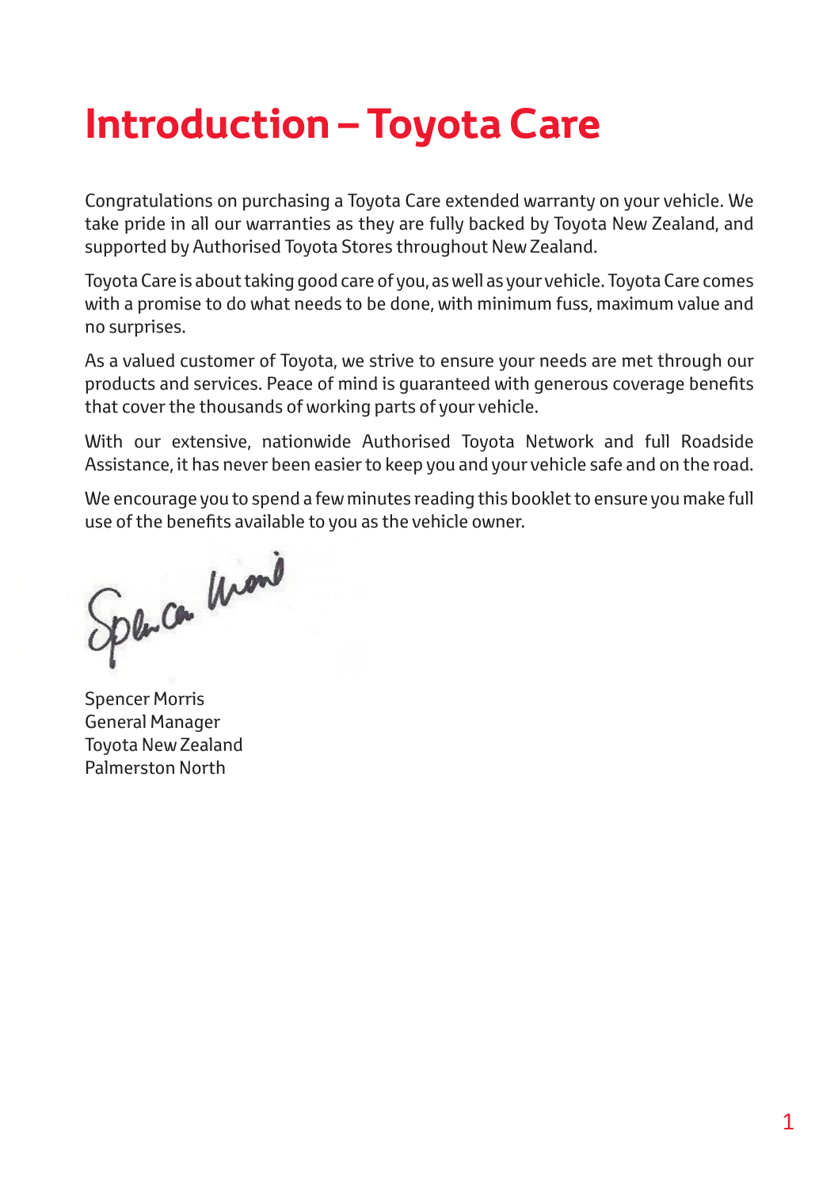# Introduction – Toyota Care

Congratulations on purchasing a Toyota Care extended warranty on your vehicle. We take pride in all our warranties as they are fully backed by Toyota New Zealand, and supported by Authorised Toyota Stores throughout New Zealand.

Toyota Care is about taking good care of you, as well as your vehicle. Toyota Care comes with a promise to do what needs to be done, with minimum fuss, maximum value and no surprises.

As a valued customer of Toyota, we strive to ensure your needs are met through our products and services. Peace of mind is guaranteed with generous coverage benefits that cover the thousands of working parts of your vehicle.

With our extensive, nationwide Authorised Toyota Network and full Roadside Assistance, it has never been easier to keep you and your vehicle safe and on the road.

We encourage you to spend a few minutes reading this booklet to ensure you make full use of the benefits available to you as the vehicle owner.

Spencer Morris
General Manager
Toyota New Zealand
Palmerston North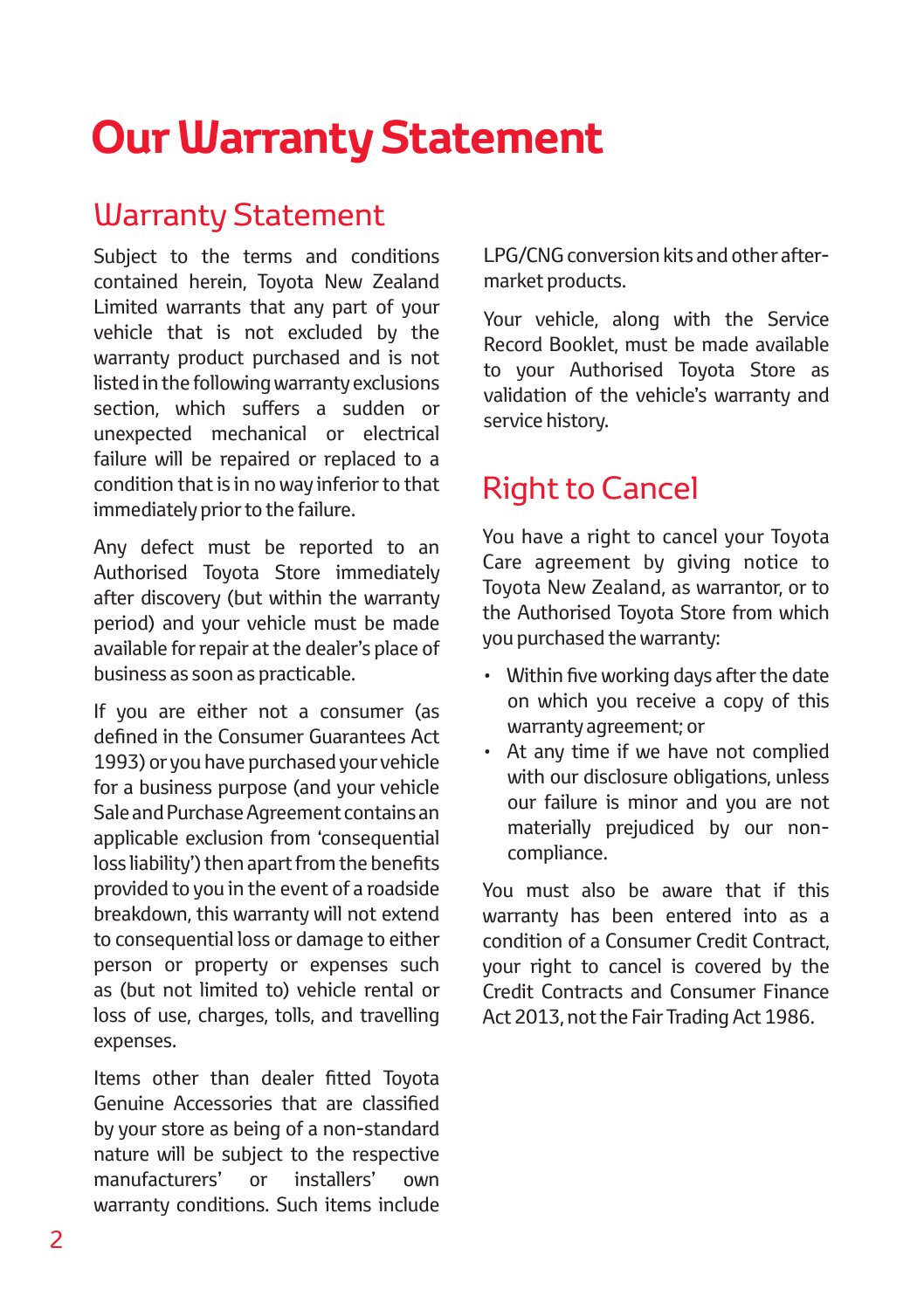# Our Warranty Statement

## Warranty Statement

Subject to the terms and conditions contained herein, Toyota New Zealand Limited warrants that any part of your vehicle that is not excluded by the warranty product purchased and is not listed in the following warranty exclusions section, which suffers a sudden or unexpected mechanical or electrical failure will be repaired or replaced to a condition that is in no way inferior to that immediately prior to the failure.

Any defect must be reported to an Authorised Toyota Store immediately after discovery (but within the warranty period) and your vehicle must be made available for repair at the dealer's place of business as soon as practicable.

If you are either not a consumer (as defined in the Consumer Guarantees Act 1993) or you have purchased your vehicle for a business purpose (and your vehicle Sale and Purchase Agreement contains an applicable exclusion from 'consequential loss liability') then apart from the benefits provided to you in the event of a roadside breakdown, this warranty will not extend to consequential loss or damage to either person or property or expenses such as (but not limited to) vehicle rental or loss of use, charges, tolls, and travelling expenses.

Items other than dealer fitted Toyota Genuine Accessories that are classified by your store as being of a non-standard nature will be subject to the respective manufacturers' or installers' own warranty conditions. Such items include LPG/CNG conversion kits and other after-market products.

Your vehicle, along with the Service Record Booklet, must be made available to your Authorised Toyota Store as validation of the vehicle's warranty and service history.

## Right to Cancel

You have a right to cancel your Toyota Care agreement by giving notice to Toyota New Zealand, as warrantor, or to the Authorised Toyota Store from which you purchased the warranty:

- Within five working days after the date on which you receive a copy of this warranty agreement; or
- At any time if we have not complied with our disclosure obligations, unless our failure is minor and you are not materially prejudiced by our non-compliance.

You must also be aware that if this warranty has been entered into as a condition of a Consumer Credit Contract, your right to cancel is covered by the Credit Contracts and Consumer Finance Act 2013, not the Fair Trading Act 1986.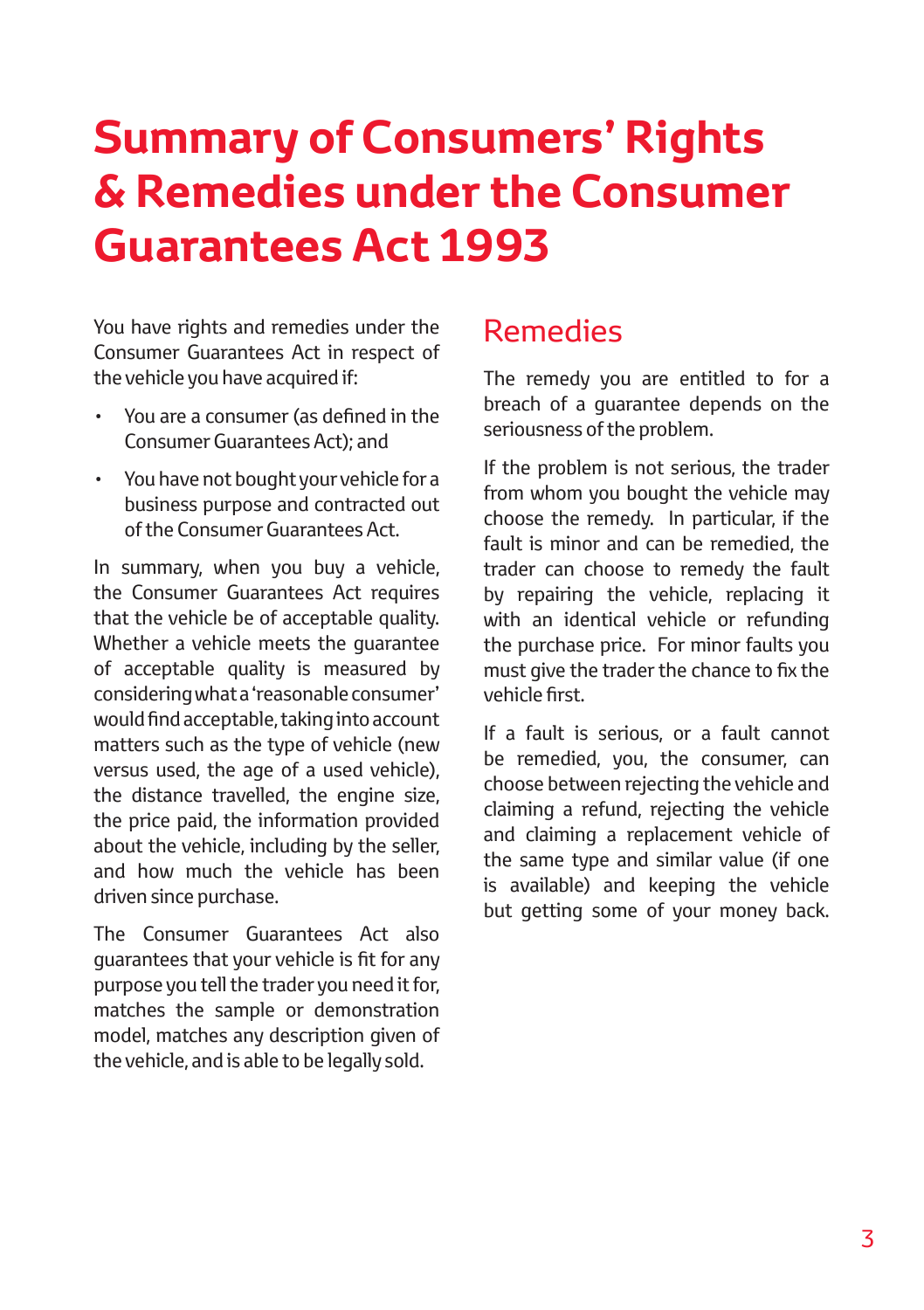# Summary of Consumers' Rights & Remedies under the Consumer Guarantees Act 1993

You have rights and remedies under the Consumer Guarantees Act in respect of the vehicle you have acquired if:

- You are a consumer (as defined in the Consumer Guarantees Act); and
- You have not bought your vehicle for a business purpose and contracted out of the Consumer Guarantees Act.

In summary, when you buy a vehicle, the Consumer Guarantees Act requires that the vehicle be of acceptable quality. Whether a vehicle meets the guarantee of acceptable quality is measured by considering what a 'reasonable consumer' would find acceptable, taking into account matters such as the type of vehicle (new versus used, the age of a used vehicle), the distance travelled, the engine size, the price paid, the information provided about the vehicle, including by the seller, and how much the vehicle has been driven since purchase.

The Consumer Guarantees Act also guarantees that your vehicle is fit for any purpose you tell the trader you need it for, matches the sample or demonstration model, matches any description given of the vehicle, and is able to be legally sold.

## Remedies

The remedy you are entitled to for a breach of a guarantee depends on the seriousness of the problem.

If the problem is not serious, the trader from whom you bought the vehicle may choose the remedy. In particular, if the fault is minor and can be remedied, the trader can choose to remedy the fault by repairing the vehicle, replacing it with an identical vehicle or refunding the purchase price. For minor faults you must give the trader the chance to fix the vehicle first.

If a fault is serious, or a fault cannot be remedied, you, the consumer, can choose between rejecting the vehicle and claiming a refund, rejecting the vehicle and claiming a replacement vehicle of the same type and similar value (if one is available) and keeping the vehicle but getting some of your money back.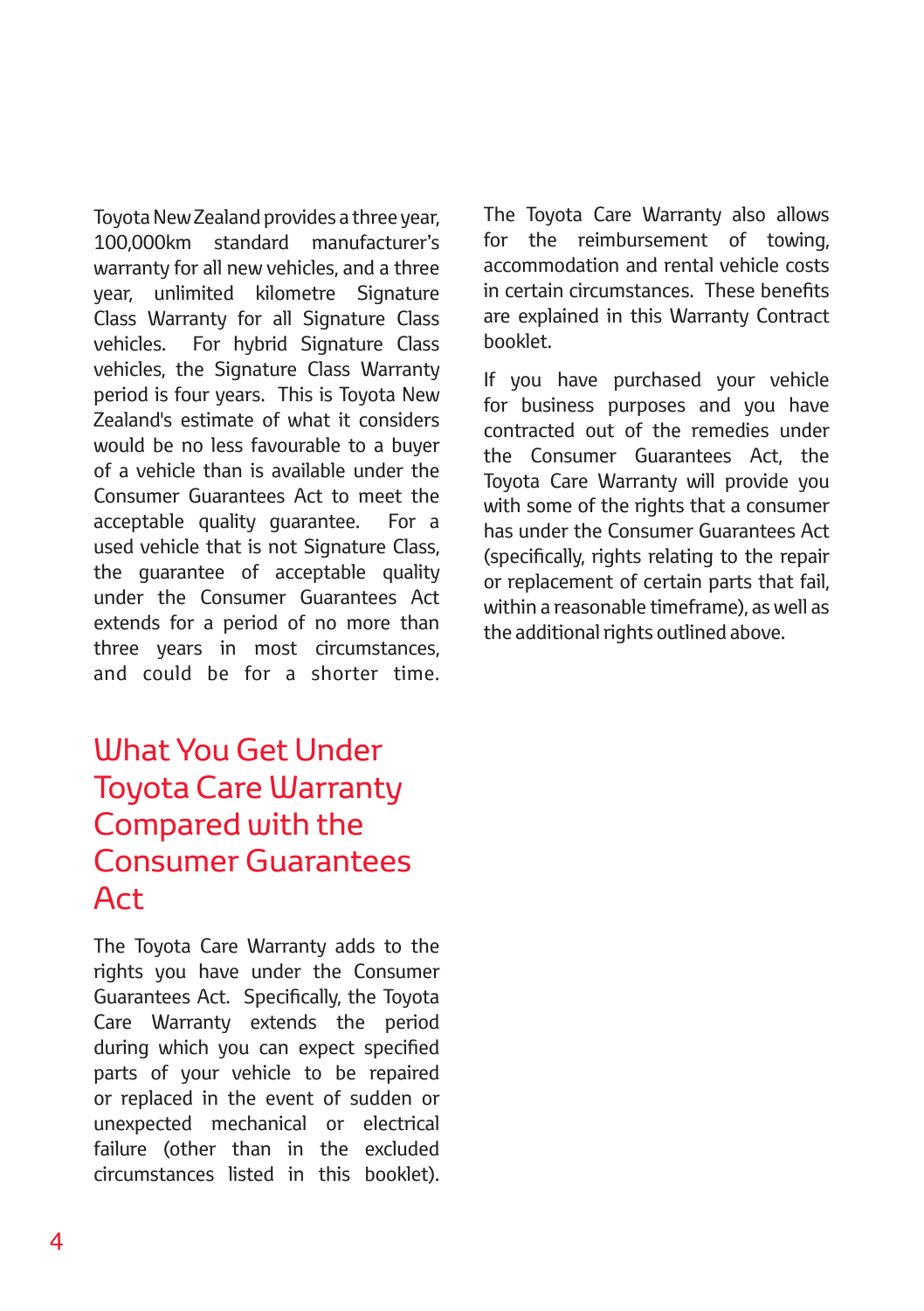Toyota New Zealand provides a three year, 100,000km standard manufacturer's warranty for all new vehicles, and a three year, unlimited kilometre Signature Class Warranty for all Signature Class vehicles. For hybrid Signature Class vehicles, the Signature Class Warranty period is four years. This is Toyota New Zealand's estimate of what it considers would be no less favourable to a buyer of a vehicle than is available under the Consumer Guarantees Act to meet the acceptable quality guarantee. For a used vehicle that is not Signature Class, the guarantee of acceptable quality under the Consumer Guarantees Act extends for a period of no more than three years in most circumstances, and could be for a shorter time.

## What You Get Under Toyota Care Warranty Compared with the Consumer Guarantees Act

The Toyota Care Warranty adds to the rights you have under the Consumer Guarantees Act. Specifically, the Toyota Care Warranty extends the period during which you can expect specified parts of your vehicle to be repaired or replaced in the event of sudden or unexpected mechanical or electrical failure (other than in the excluded circumstances listed in this booklet).

The Toyota Care Warranty also allows for the reimbursement of towing, accommodation and rental vehicle costs in certain circumstances. These benefits are explained in this Warranty Contract booklet.

If you have purchased your vehicle for business purposes and you have contracted out of the remedies under the Consumer Guarantees Act, the Toyota Care Warranty will provide you with some of the rights that a consumer has under the Consumer Guarantees Act (specifically, rights relating to the repair or replacement of certain parts that fail, within a reasonable timeframe), as well as the additional rights outlined above.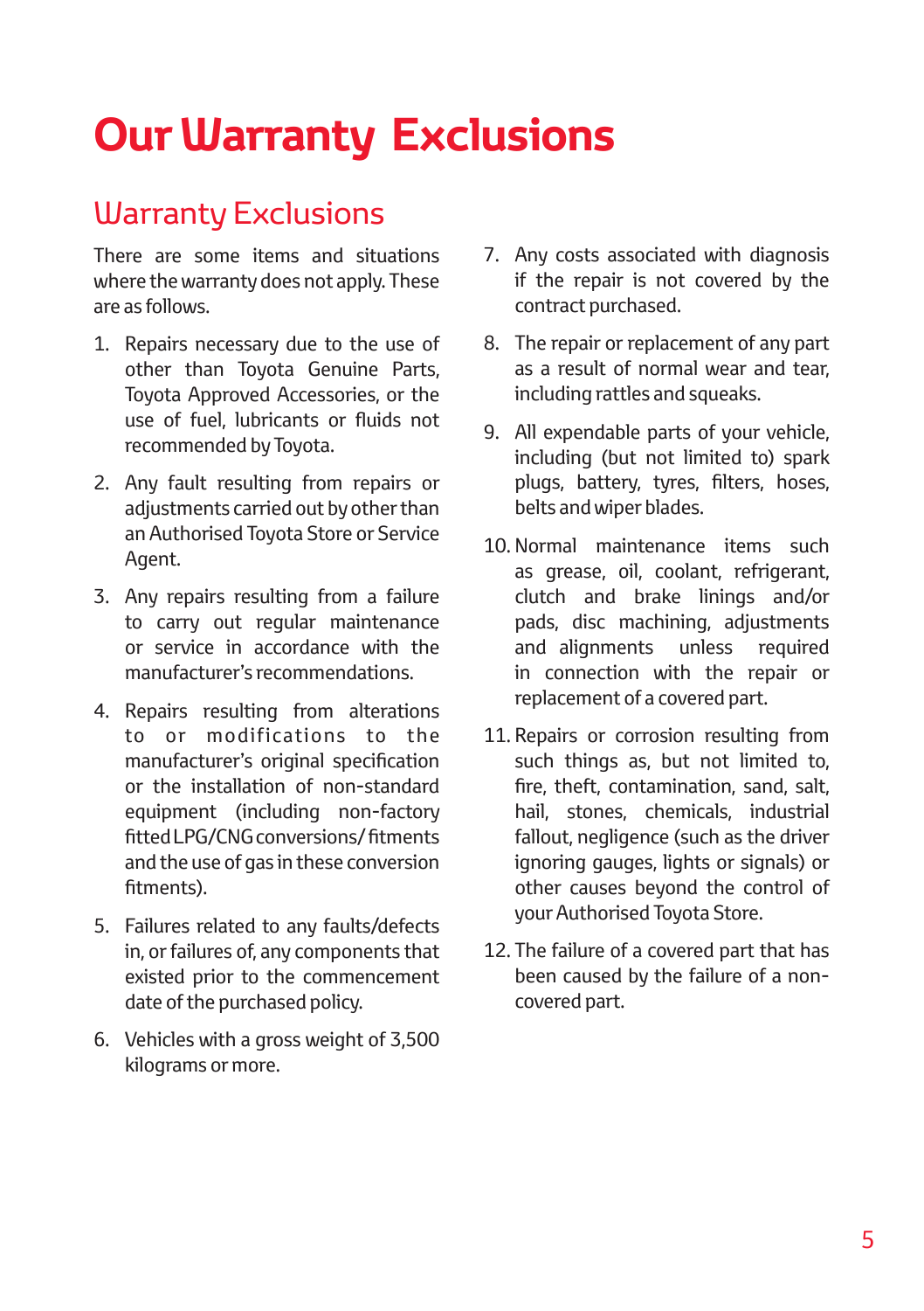# Our Warranty Exclusions

## Warranty Exclusions

There are some items and situations where the warranty does not apply. These are as follows.

1. Repairs necessary due to the use of other than Toyota Genuine Parts, Toyota Approved Accessories, or the use of fuel, lubricants or fluids not recommended by Toyota.
2. Any fault resulting from repairs or adjustments carried out by other than an Authorised Toyota Store or Service Agent.
3. Any repairs resulting from a failure to carry out regular maintenance or service in accordance with the manufacturer's recommendations.
4. Repairs resulting from alterations to or modifications to the manufacturer's original specification or the installation of non-standard equipment (including non-factory fitted LPG/CNG conversions/ fitments and the use of gas in these conversion fitments).
5. Failures related to any faults/defects in, or failures of, any components that existed prior to the commencement date of the purchased policy.
6. Vehicles with a gross weight of 3,500 kilograms or more.
7. Any costs associated with diagnosis if the repair is not covered by the contract purchased.
8. The repair or replacement of any part as a result of normal wear and tear, including rattles and squeaks.
9. All expendable parts of your vehicle, including (but not limited to) spark plugs, battery, tyres, filters, hoses, belts and wiper blades.
10. Normal maintenance items such as grease, oil, coolant, refrigerant, clutch and brake linings and/or pads, disc machining, adjustments and alignments unless required in connection with the repair or replacement of a covered part.
11. Repairs or corrosion resulting from such things as, but not limited to, fire, theft, contamination, sand, salt, hail, stones, chemicals, industrial fallout, negligence (such as the driver ignoring gauges, lights or signals) or other causes beyond the control of your Authorised Toyota Store.
12. The failure of a covered part that has been caused by the failure of a non-covered part.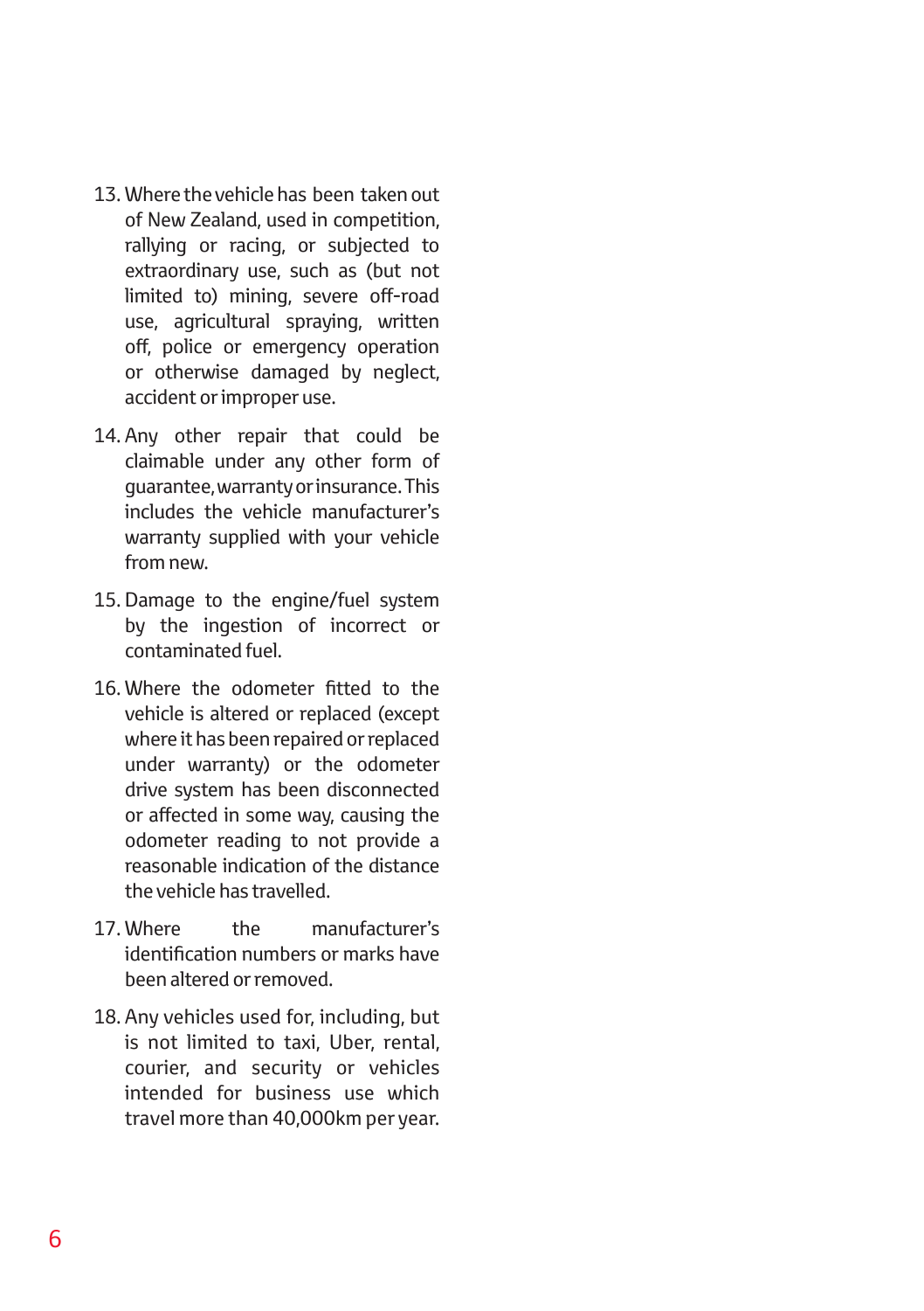13. Where the vehicle has been taken out of New Zealand, used in competition, rallying or racing, or subjected to extraordinary use, such as (but not limited to) mining, severe off-road use, agricultural spraying, written off, police or emergency operation or otherwise damaged by neglect, accident or improper use.

14. Any other repair that could be claimable under any other form of guarantee, warranty or insurance. This includes the vehicle manufacturer's warranty supplied with your vehicle from new.

15. Damage to the engine/fuel system by the ingestion of incorrect or contaminated fuel.

16. Where the odometer fitted to the vehicle is altered or replaced (except where it has been repaired or replaced under warranty) or the odometer drive system has been disconnected or affected in some way, causing the odometer reading to not provide a reasonable indication of the distance the vehicle has travelled.

17. Where the manufacturer's identification numbers or marks have been altered or removed.

18. Any vehicles used for, including, but is not limited to taxi, Uber, rental, courier, and security or vehicles intended for business use which travel more than 40,000km per year.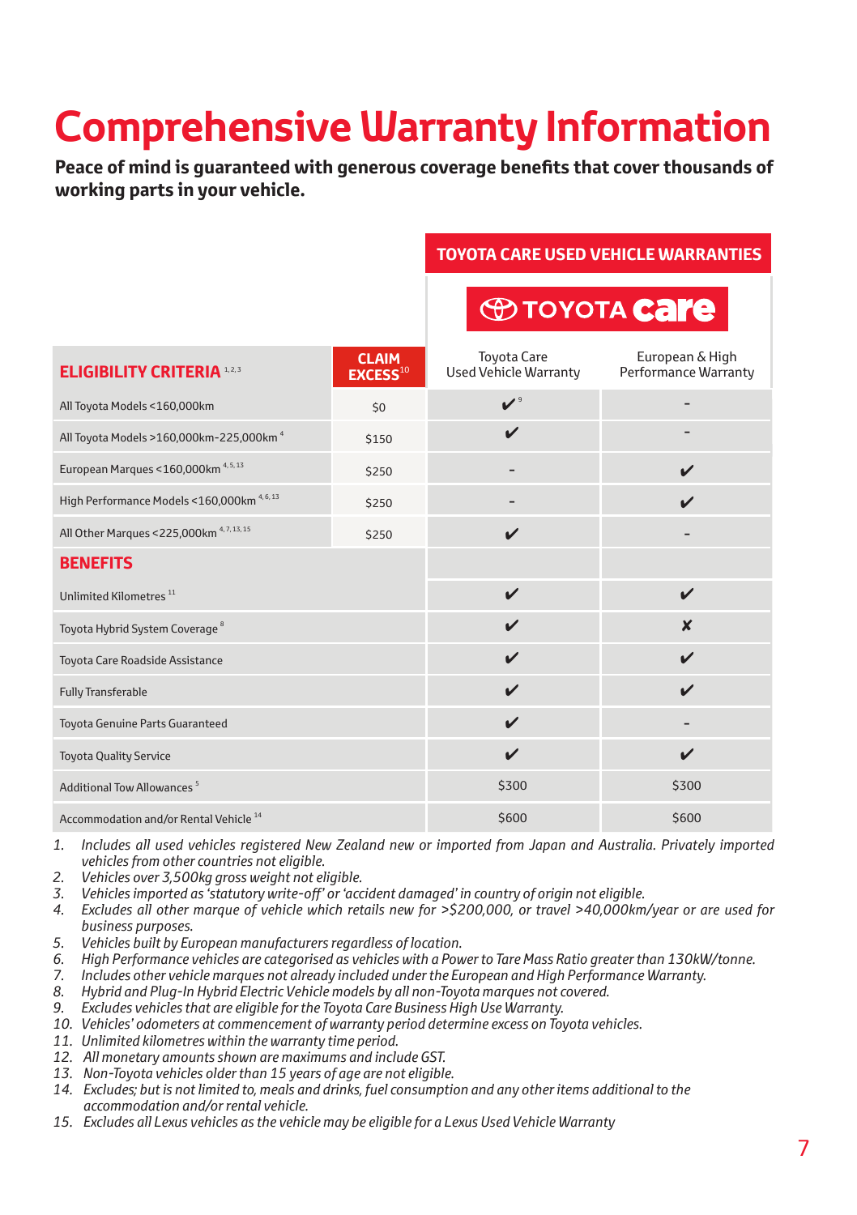# Comprehensive Warranty Information

**Peace of mind is guaranteed with generous coverage benefits that cover thousands of working parts in your vehicle.**

| | | TOYOTA CARE USED VEHICLE WARRANTIES | |
|---|---|---|---|
| | | TOYOTA care | |
| **ELIGIBILITY CRITERIA** [1,2,3] | **CLAIM EXCESS** [10] | Toyota Care Used Vehicle Warranty | European & High Performance Warranty |
| All Toyota Models <160,000km | $0 | ✔ [9] | - |
| All Toyota Models >160,000km-225,000km [4] | $150 | ✔ | - |
| European Marques <160,000km [4,5,13] | $250 | - | ✔ |
| High Performance Models <160,000km [4,6,13] | $250 | - | ✔ |
| All Other Marques <225,000km [4,7,13,15] | $250 | ✔ | - |
| **BENEFITS** | | | |
| Unlimited Kilometres [11] | | ✔ | ✔ |
| Toyota Hybrid System Coverage [8] | | ✔ | ✘ |
| Toyota Care Roadside Assistance | | ✔ | ✔ |
| Fully Transferable | | ✔ | ✔ |
| Toyota Genuine Parts Guaranteed | | ✔ | - |
| Toyota Quality Service | | ✔ | ✔ |
| Additional Tow Allowances [5] | | $300 | $300 |
| Accommodation and/or Rental Vehicle [14] | | $600 | $600 |

1. *Includes all used vehicles registered New Zealand new or imported from Japan and Australia. Privately imported vehicles from other countries not eligible.*
2. *Vehicles over 3,500kg gross weight not eligible.*
3. *Vehicles imported as 'statutory write-off' or 'accident damaged' in country of origin not eligible.*
4. *Excludes all other marque of vehicle which retails new for >$200,000, or travel >40,000km/year or are used for business purposes.*
5. *Vehicles built by European manufacturers regardless of location.*
6. *High Performance vehicles are categorised as vehicles with a Power to Tare Mass Ratio greater than 130kW/tonne.*
7. *Includes other vehicle marques not already included under the European and High Performance Warranty.*
8. *Hybrid and Plug-In Hybrid Electric Vehicle models by all non-Toyota marques not covered.*
9. *Excludes vehicles that are eligible for the Toyota Care Business High Use Warranty.*
10. *Vehicles' odometers at commencement of warranty period determine excess on Toyota vehicles.*
11. *Unlimited kilometres within the warranty time period.*
12. *All monetary amounts shown are maximums and include GST.*
13. *Non-Toyota vehicles older than 15 years of age are not eligible.*
14. *Excludes; but is not limited to, meals and drinks, fuel consumption and any other items additional to the accommodation and/or rental vehicle.*
15. *Excludes all Lexus vehicles as the vehicle may be eligible for a Lexus Used Vehicle Warranty*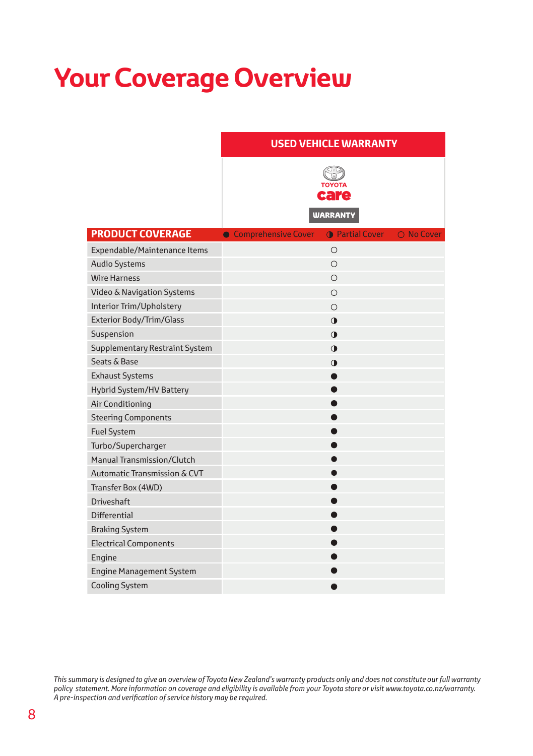# Your Coverage Overview

| PRODUCT COVERAGE | USED VEHICLE WARRANTY (TOYOTA care WARRANTY) |
|---|---|
| Expendable/Maintenance Items | ○ |
| Audio Systems | ○ |
| Wire Harness | ○ |
| Video & Navigation Systems | ○ |
| Interior Trim/Upholstery | ○ |
| Exterior Body/Trim/Glass | ◑ |
| Suspension | ◑ |
| Supplementary Restraint System | ◑ |
| Seats & Base | ◑ |
| Exhaust Systems | ● |
| Hybrid System/HV Battery | ● |
| Air Conditioning | ● |
| Steering Components | ● |
| Fuel System | ● |
| Turbo/Supercharger | ● |
| Manual Transmission/Clutch | ● |
| Automatic Transmission & CVT | ● |
| Transfer Box (4WD) | ● |
| Driveshaft | ● |
| Differential | ● |
| Braking System | ● |
| Electrical Components | ● |
| Engine | ● |
| Engine Management System | ● |
| Cooling System | ● |

● Comprehensive Cover ◑ Partial Cover ○ No Cover

*This summary is designed to give an overview of Toyota New Zealand's warranty products only and does not constitute our full warranty policy statement. More information on coverage and eligibility is available from your Toyota store or visit www.toyota.co.nz/warranty. A pre-inspection and verification of service history may be required.*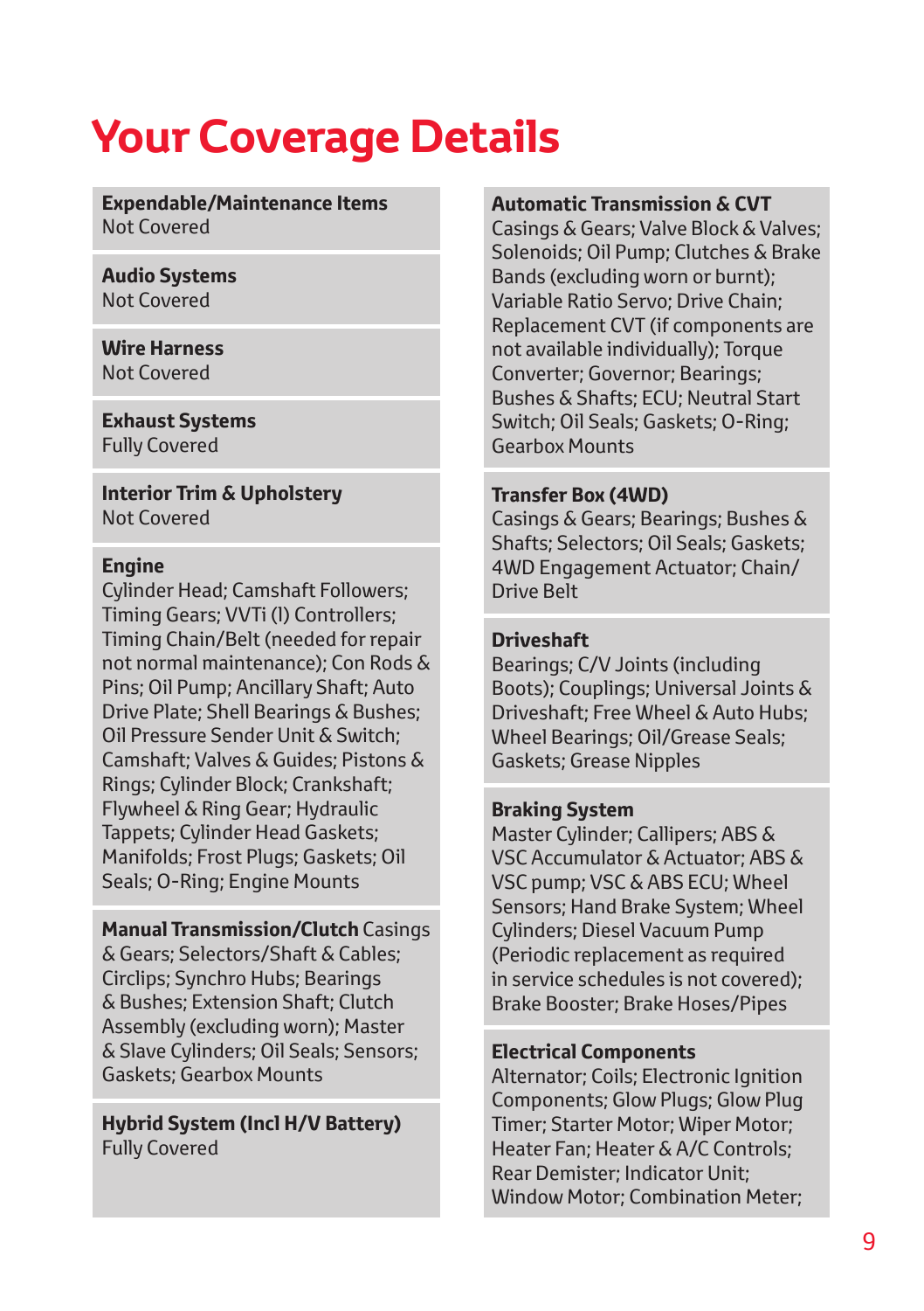# Your Coverage Details

**Expendable/Maintenance Items**
Not Covered

**Audio Systems**
Not Covered

**Wire Harness**
Not Covered

**Exhaust Systems**
Fully Covered

**Interior Trim & Upholstery**
Not Covered

**Engine**
Cylinder Head; Camshaft Followers; Timing Gears; VVTi (I) Controllers; Timing Chain/Belt (needed for repair not normal maintenance); Con Rods & Pins; Oil Pump; Ancillary Shaft; Auto Drive Plate; Shell Bearings & Bushes; Oil Pressure Sender Unit & Switch; Camshaft; Valves & Guides; Pistons & Rings; Cylinder Block; Crankshaft; Flywheel & Ring Gear; Hydraulic Tappets; Cylinder Head Gaskets; Manifolds; Frost Plugs; Gaskets; Oil Seals; O-Ring; Engine Mounts

**Manual Transmission/Clutch** Casings & Gears; Selectors/Shaft & Cables; Circlips; Synchro Hubs; Bearings & Bushes; Extension Shaft; Clutch Assembly (excluding worn); Master & Slave Cylinders; Oil Seals; Sensors; Gaskets; Gearbox Mounts

**Hybrid System (Incl H/V Battery)**
Fully Covered

**Automatic Transmission & CVT**
Casings & Gears; Valve Block & Valves; Solenoids; Oil Pump; Clutches & Brake Bands (excluding worn or burnt); Variable Ratio Servo; Drive Chain; Replacement CVT (if components are not available individually); Torque Converter; Governor; Bearings; Bushes & Shafts; ECU; Neutral Start Switch; Oil Seals; Gaskets; O-Ring; Gearbox Mounts

**Transfer Box (4WD)**
Casings & Gears; Bearings; Bushes & Shafts; Selectors; Oil Seals; Gaskets; 4WD Engagement Actuator; Chain/Drive Belt

**Driveshaft**
Bearings; C/V Joints (including Boots); Couplings; Universal Joints & Driveshaft; Free Wheel & Auto Hubs; Wheel Bearings; Oil/Grease Seals; Gaskets; Grease Nipples

**Braking System**
Master Cylinder; Callipers; ABS & VSC Accumulator & Actuator; ABS & VSC pump; VSC & ABS ECU; Wheel Sensors; Hand Brake System; Wheel Cylinders; Diesel Vacuum Pump (Periodic replacement as required in service schedules is not covered); Brake Booster; Brake Hoses/Pipes

**Electrical Components**
Alternator; Coils; Electronic Ignition Components; Glow Plugs; Glow Plug Timer; Starter Motor; Wiper Motor; Heater Fan; Heater & A/C Controls; Rear Demister; Indicator Unit; Window Motor; Combination Meter;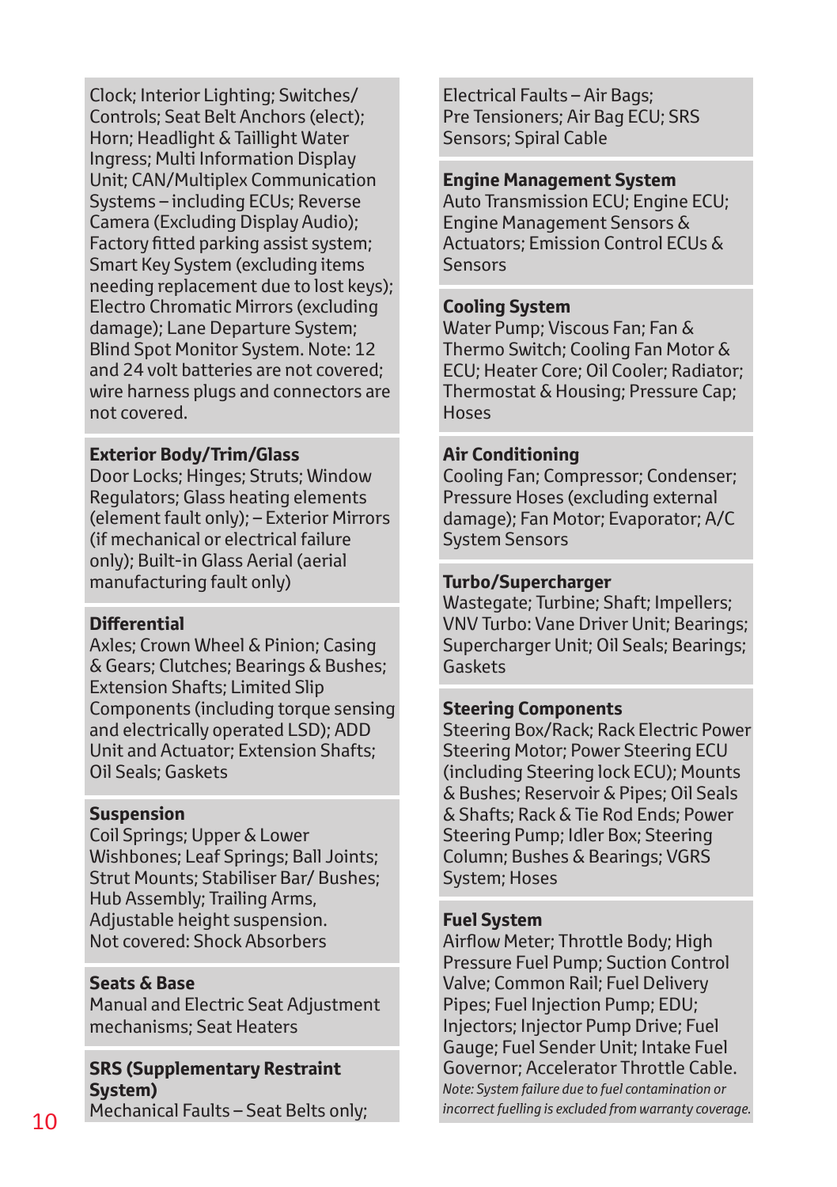Clock; Interior Lighting; Switches/Controls; Seat Belt Anchors (elect); Horn; Headlight & Taillight Water Ingress; Multi Information Display Unit; CAN/Multiplex Communication Systems – including ECUs; Reverse Camera (Excluding Display Audio); Factory fitted parking assist system; Smart Key System (excluding items needing replacement due to lost keys); Electro Chromatic Mirrors (excluding damage); Lane Departure System; Blind Spot Monitor System. Note: 12 and 24 volt batteries are not covered; wire harness plugs and connectors are not covered.

**Exterior Body/Trim/Glass**
Door Locks; Hinges; Struts; Window Regulators; Glass heating elements (element fault only); – Exterior Mirrors (if mechanical or electrical failure only); Built-in Glass Aerial (aerial manufacturing fault only)

**Differential**
Axles; Crown Wheel & Pinion; Casing & Gears; Clutches; Bearings & Bushes; Extension Shafts; Limited Slip Components (including torque sensing and electrically operated LSD); ADD Unit and Actuator; Extension Shafts; Oil Seals; Gaskets

**Suspension**
Coil Springs; Upper & Lower Wishbones; Leaf Springs; Ball Joints; Strut Mounts; Stabiliser Bar/ Bushes; Hub Assembly; Trailing Arms, Adjustable height suspension.
Not covered: Shock Absorbers

**Seats & Base**
Manual and Electric Seat Adjustment mechanisms; Seat Heaters

**SRS (Supplementary Restraint System)**
Mechanical Faults – Seat Belts only;
Electrical Faults – Air Bags; Pre Tensioners; Air Bag ECU; SRS Sensors; Spiral Cable

**Engine Management System**
Auto Transmission ECU; Engine ECU; Engine Management Sensors & Actuators; Emission Control ECUs & Sensors

**Cooling System**
Water Pump; Viscous Fan; Fan & Thermo Switch; Cooling Fan Motor & ECU; Heater Core; Oil Cooler; Radiator; Thermostat & Housing; Pressure Cap; Hoses

**Air Conditioning**
Cooling Fan; Compressor; Condenser; Pressure Hoses (excluding external damage); Fan Motor; Evaporator; A/C System Sensors

**Turbo/Supercharger**
Wastegate; Turbine; Shaft; Impellers; VNV Turbo: Vane Driver Unit; Bearings; Supercharger Unit; Oil Seals; Bearings; Gaskets

**Steering Components**
Steering Box/Rack; Rack Electric Power Steering Motor; Power Steering ECU (including Steering lock ECU); Mounts & Bushes; Reservoir & Pipes; Oil Seals & Shafts; Rack & Tie Rod Ends; Power Steering Pump; Idler Box; Steering Column; Bushes & Bearings; VGRS System; Hoses

**Fuel System**
Airflow Meter; Throttle Body; High Pressure Fuel Pump; Suction Control Valve; Common Rail; Fuel Delivery Pipes; Fuel Injection Pump; EDU; Injectors; Injector Pump Drive; Fuel Gauge; Fuel Sender Unit; Intake Fuel Governor; Accelerator Throttle Cable.
*Note: System failure due to fuel contamination or incorrect fuelling is excluded from warranty coverage.*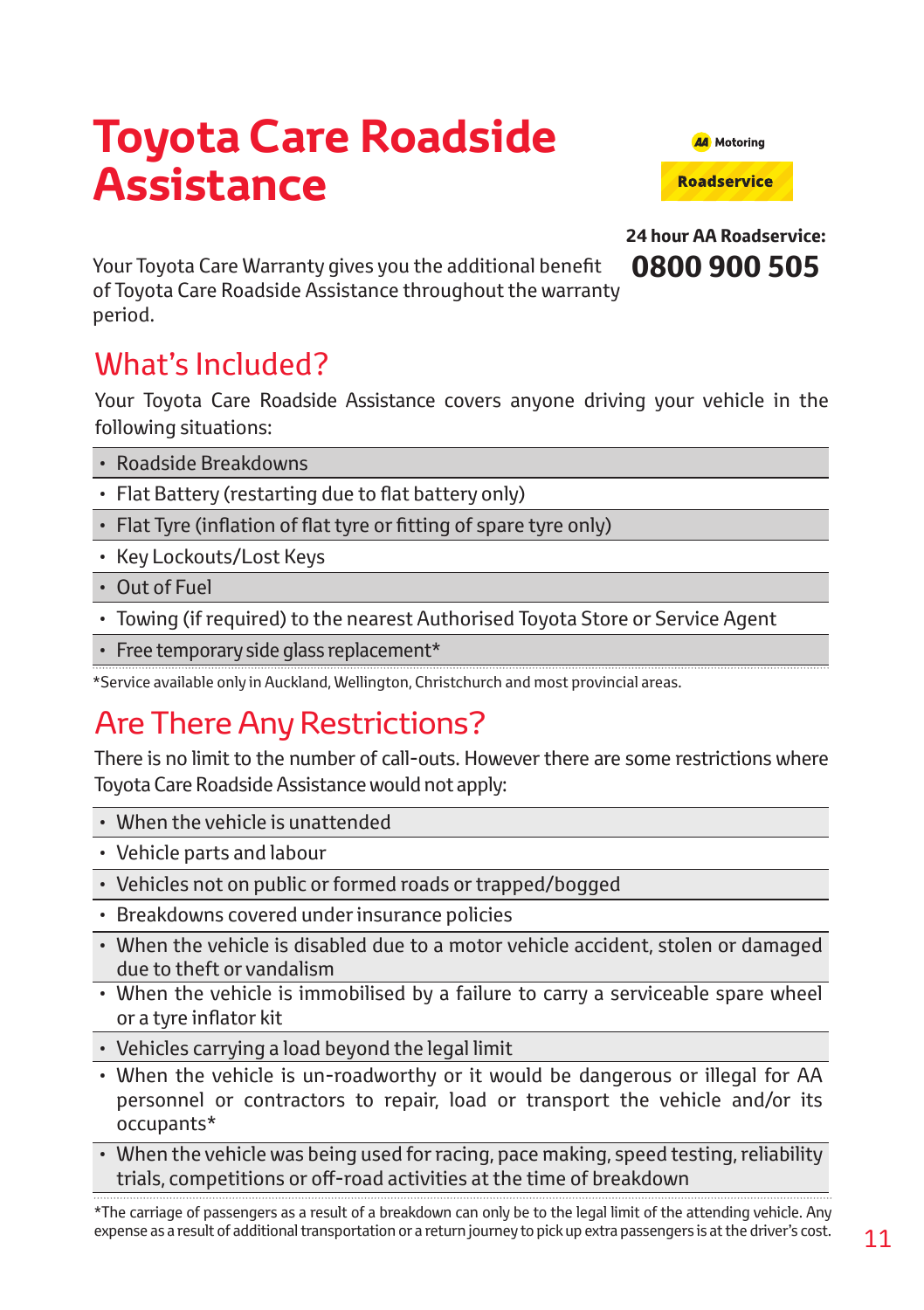# Toyota Care Roadside Assistance

AA Motoring

Roadservice

**24 hour AA Roadservice:**

**0800 900 505**

Your Toyota Care Warranty gives you the additional benefit of Toyota Care Roadside Assistance throughout the warranty period.

## What's Included?

Your Toyota Care Roadside Assistance covers anyone driving your vehicle in the following situations:

- Roadside Breakdowns
- Flat Battery (restarting due to flat battery only)
- Flat Tyre (inflation of flat tyre or fitting of spare tyre only)
- Key Lockouts/Lost Keys
- Out of Fuel
- Towing (if required) to the nearest Authorised Toyota Store or Service Agent
- Free temporary side glass replacement*

*Service available only in Auckland, Wellington, Christchurch and most provincial areas.

## Are There Any Restrictions?

There is no limit to the number of call-outs. However there are some restrictions where Toyota Care Roadside Assistance would not apply:

- When the vehicle is unattended
- Vehicle parts and labour
- Vehicles not on public or formed roads or trapped/bogged
- Breakdowns covered under insurance policies
- When the vehicle is disabled due to a motor vehicle accident, stolen or damaged due to theft or vandalism
- When the vehicle is immobilised by a failure to carry a serviceable spare wheel or a tyre inflator kit
- Vehicles carrying a load beyond the legal limit
- When the vehicle is un-roadworthy or it would be dangerous or illegal for AA personnel or contractors to repair, load or transport the vehicle and/or its occupants*
- When the vehicle was being used for racing, pace making, speed testing, reliability trials, competitions or off-road activities at the time of breakdown

*The carriage of passengers as a result of a breakdown can only be to the legal limit of the attending vehicle. Any expense as a result of additional transportation or a return journey to pick up extra passengers is at the driver's cost.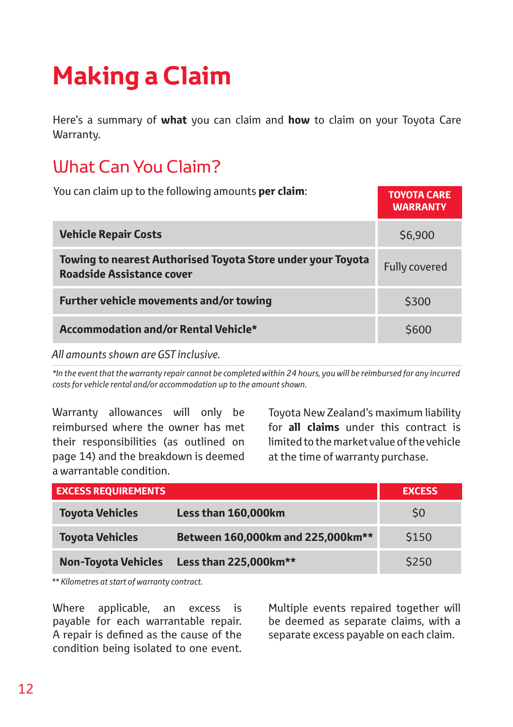# Making a Claim

Here's a summary of **what** you can claim and **how** to claim on your Toyota Care Warranty.

## What Can You Claim?

| You can claim up to the following amounts **per claim**: | TOYOTA CARE WARRANTY |
|---|---|
| **Vehicle Repair Costs** | $6,900 |
| **Towing to nearest Authorised Toyota Store under your Toyota Roadside Assistance cover** | Fully covered |
| **Further vehicle movements and/or towing** | $300 |
| **Accommodation and/or Rental Vehicle*** | $600 |

*All amounts shown are GST inclusive.*

**In the event that the warranty repair cannot be completed within 24 hours, you will be reimbursed for any incurred costs for vehicle rental and/or accommodation up to the amount shown.*

Warranty allowances will only be reimbursed where the owner has met their responsibilities (as outlined on page 14) and the breakdown is deemed a warrantable condition.

Toyota New Zealand's maximum liability for **all claims** under this contract is limited to the market value of the vehicle at the time of warranty purchase.

| EXCESS REQUIREMENTS | | EXCESS |
|---|---|---|
| **Toyota Vehicles** | **Less than 160,000km** | $0 |
| **Toyota Vehicles** | **Between 160,000km and 225,000km**** | $150 |
| **Non-Toyota Vehicles** | **Less than 225,000km**** | $250 |

*** Kilometres at start of warranty contract.*

Where applicable, an excess is payable for each warrantable repair. A repair is defined as the cause of the condition being isolated to one event.

Multiple events repaired together will be deemed as separate claims, with a separate excess payable on each claim.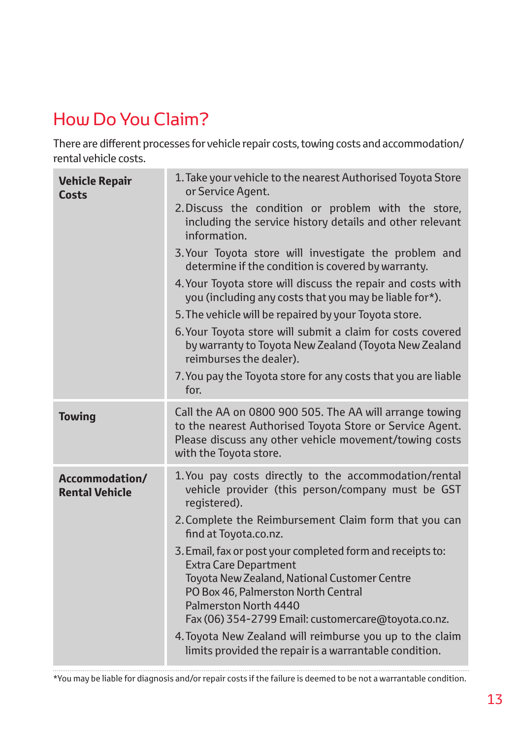## How Do You Claim?

There are different processes for vehicle repair costs, towing costs and accommodation/rental vehicle costs.

| | |
|---|---|
| **Vehicle Repair Costs** | 1. Take your vehicle to the nearest Authorised Toyota Store or Service Agent.<br>2. Discuss the condition or problem with the store, including the service history details and other relevant information.<br>3. Your Toyota store will investigate the problem and determine if the condition is covered by warranty.<br>4. Your Toyota store will discuss the repair and costs with you (including any costs that you may be liable for*).<br>5. The vehicle will be repaired by your Toyota store.<br>6. Your Toyota store will submit a claim for costs covered by warranty to Toyota New Zealand (Toyota New Zealand reimburses the dealer).<br>7. You pay the Toyota store for any costs that you are liable for. |
| **Towing** | Call the AA on 0800 900 505. The AA will arrange towing to the nearest Authorised Toyota Store or Service Agent. Please discuss any other vehicle movement/towing costs with the Toyota store. |
| **Accommodation/ Rental Vehicle** | 1. You pay costs directly to the accommodation/rental vehicle provider (this person/company must be GST registered).<br>2. Complete the Reimbursement Claim form that you can find at Toyota.co.nz.<br>3. Email, fax or post your completed form and receipts to:<br>Extra Care Department<br>Toyota New Zealand, National Customer Centre<br>PO Box 46, Palmerston North Central<br>Palmerston North 4440<br>Fax (06) 354-2799 Email: customercare@toyota.co.nz.<br>4. Toyota New Zealand will reimburse you up to the claim limits provided the repair is a warrantable condition. |

*You may be liable for diagnosis and/or repair costs if the failure is deemed to be not a warrantable condition.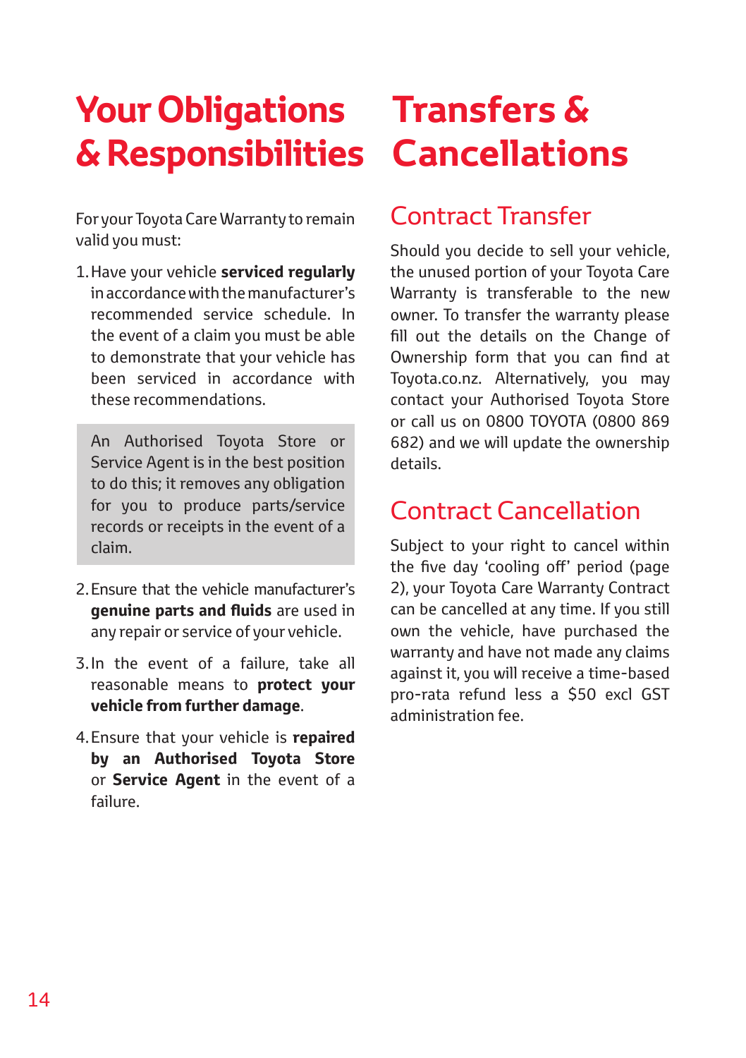# Your Obligations & Responsibilities

For your Toyota Care Warranty to remain valid you must:

1. Have your vehicle **serviced regularly** in accordance with the manufacturer's recommended service schedule. In the event of a claim you must be able to demonstrate that your vehicle has been serviced in accordance with these recommendations.

   An Authorised Toyota Store or Service Agent is in the best position to do this; it removes any obligation for you to produce parts/service records or receipts in the event of a claim.

2. Ensure that the vehicle manufacturer's **genuine parts and fluids** are used in any repair or service of your vehicle.
3. In the event of a failure, take all reasonable means to **protect your vehicle from further damage**.
4. Ensure that your vehicle is **repaired by an Authorised Toyota Store** or **Service Agent** in the event of a failure.

# Transfers & Cancellations

## Contract Transfer

Should you decide to sell your vehicle, the unused portion of your Toyota Care Warranty is transferable to the new owner. To transfer the warranty please fill out the details on the Change of Ownership form that you can find at Toyota.co.nz. Alternatively, you may contact your Authorised Toyota Store or call us on 0800 TOYOTA (0800 869 682) and we will update the ownership details.

## Contract Cancellation

Subject to your right to cancel within the five day 'cooling off' period (page 2), your Toyota Care Warranty Contract can be cancelled at any time. If you still own the vehicle, have purchased the warranty and have not made any claims against it, you will receive a time-based pro-rata refund less a $50 excl GST administration fee.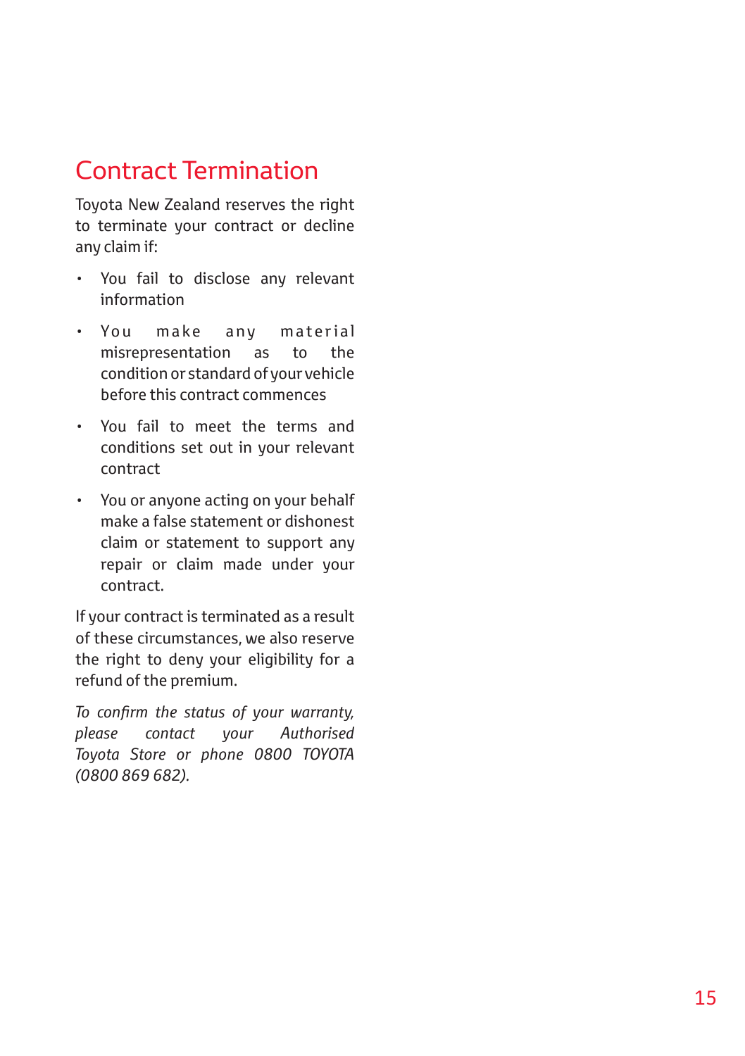## Contract Termination

Toyota New Zealand reserves the right to terminate your contract or decline any claim if:

- You fail to disclose any relevant information
- You make any material misrepresentation as to the condition or standard of your vehicle before this contract commences
- You fail to meet the terms and conditions set out in your relevant contract
- You or anyone acting on your behalf make a false statement or dishonest claim or statement to support any repair or claim made under your contract.

If your contract is terminated as a result of these circumstances, we also reserve the right to deny your eligibility for a refund of the premium.

*To confirm the status of your warranty, please contact your Authorised Toyota Store or phone 0800 TOYOTA (0800 869 682).*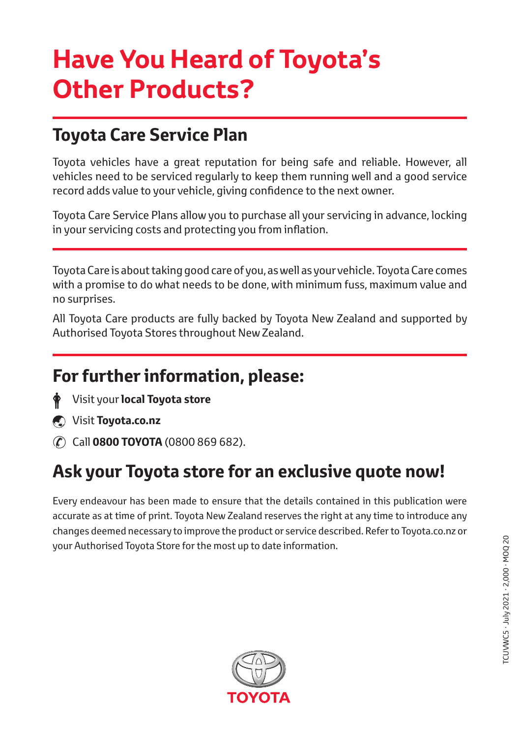# Have You Heard of Toyota's Other Products?

## Toyota Care Service Plan

Toyota vehicles have a great reputation for being safe and reliable. However, all vehicles need to be serviced regularly to keep them running well and a good service record adds value to your vehicle, giving confidence to the next owner.

Toyota Care Service Plans allow you to purchase all your servicing in advance, locking in your servicing costs and protecting you from inflation.

Toyota Care is about taking good care of you, as well as your vehicle. Toyota Care comes with a promise to do what needs to be done, with minimum fuss, maximum value and no surprises.

All Toyota Care products are fully backed by Toyota New Zealand and supported by Authorised Toyota Stores throughout New Zealand.

## For further information, please:

- Visit your **local Toyota store**
- Visit **Toyota.co.nz**
- Call **0800 TOYOTA** (0800 869 682).

## Ask your Toyota store for an exclusive quote now!

Every endeavour has been made to ensure that the details contained in this publication were accurate as at time of print. Toyota New Zealand reserves the right at any time to introduce any changes deemed necessary to improve the product or service described. Refer to Toyota.co.nz or your Authorised Toyota Store for the most up to date information.

TCUVWC5 · July 2021 · 2,000 · MOQ 20

TOYOTA